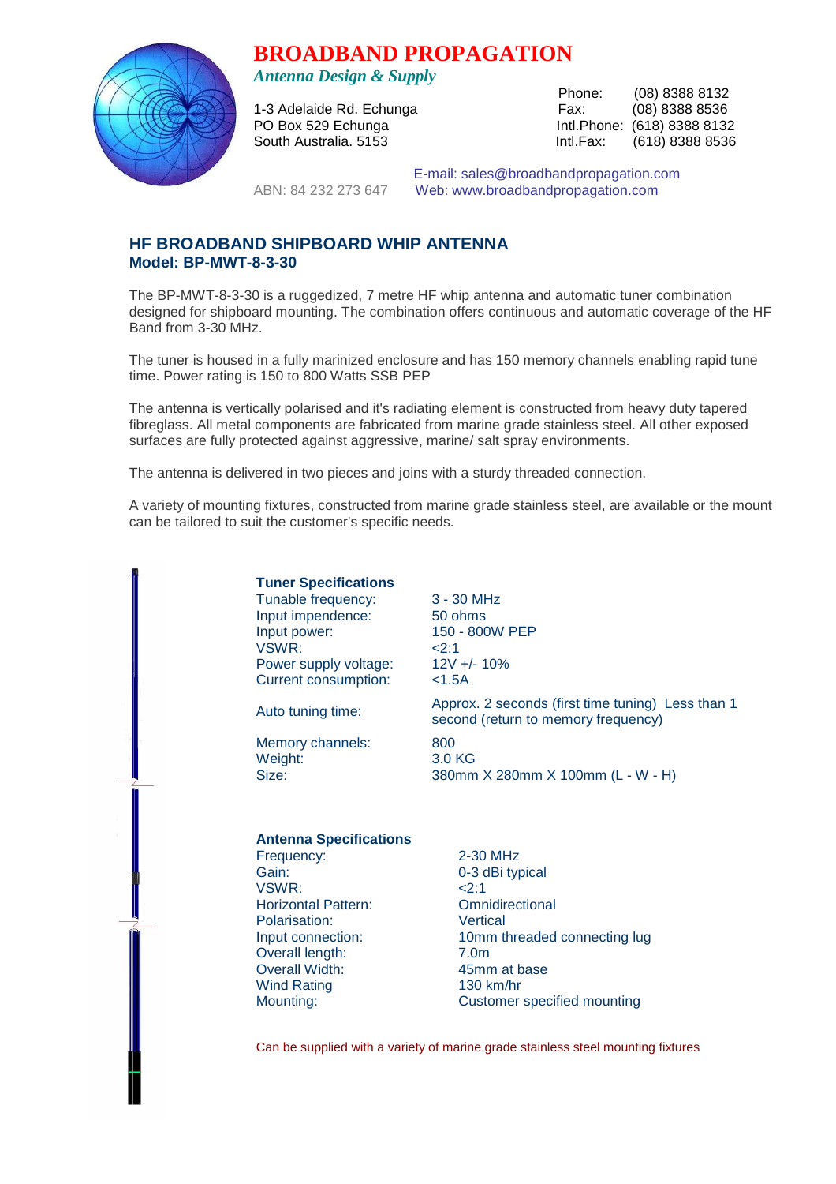# BROADBAND PROPAGATION

*Antenna Design & Supply*

1-3 Adelaide Rd. Echunga
PO Box 529 Echunga
South Australia. 5153

Phone: (08) 8388 8132
Fax: (08) 8388 8536
Intl.Phone: (618) 8388 8132
Intl.Fax: (618) 8388 8536

ABN: 84 232 273 647

E-mail: sales@broadbandpropagation.com
Web: www.broadbandpropagation.com

## HF BROADBAND SHIPBOARD WHIP ANTENNA
### Model: BP-MWT-8-3-30

The BP-MWT-8-3-30 is a ruggedized, 7 metre HF whip antenna and automatic tuner combination designed for shipboard mounting. The combination offers continuous and automatic coverage of the HF Band from 3-30 MHz.

The tuner is housed in a fully marinized enclosure and has 150 memory channels enabling rapid tune time. Power rating is 150 to 800 Watts SSB PEP

The antenna is vertically polarised and it's radiating element is constructed from heavy duty tapered fibreglass. All metal components are fabricated from marine grade stainless steel. All other exposed surfaces are fully protected against aggressive, marine/ salt spray environments.

The antenna is delivered in two pieces and joins with a sturdy threaded connection.

A variety of mounting fixtures, constructed from marine grade stainless steel, are available or the mount can be tailored to suit the customer's specific needs.

**Tuner Specifications**

| | |
|---|---|
| Tunable frequency: | 3 - 30 MHz |
| Input impendence: | 50 ohms |
| Input power: | 150 - 800W PEP |
| VSWR: | <2:1 |
| Power supply voltage: | 12V +/- 10% |
| Current consumption: | <1.5A |
| Auto tuning time: | Approx. 2 seconds (first time tuning) Less than 1 second (return to memory frequency) |
| Memory channels: | 800 |
| Weight: | 3.0 KG |
| Size: | 380mm X 280mm X 100mm (L - W - H) |

**Antenna Specifications**

| | |
|---|---|
| Frequency: | 2-30 MHz |
| Gain: | 0-3 dBi typical |
| VSWR: | <2:1 |
| Horizontal Pattern: | Omnidirectional |
| Polarisation: | Vertical |
| Input connection: | 10mm threaded connecting lug |
| Overall length: | 7.0m |
| Overall Width: | 45mm at base |
| Wind Rating | 130 km/hr |
| Mounting: | Customer specified mounting |

Can be supplied with a variety of marine grade stainless steel mounting fixtures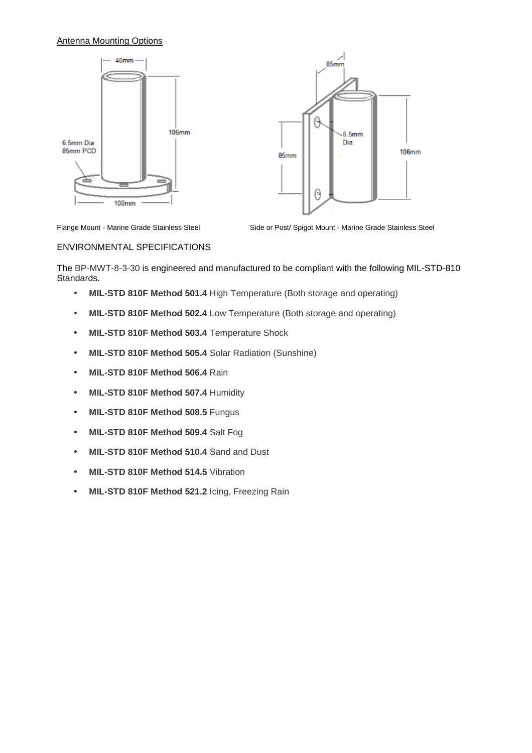Antenna Mounting Options

Flange Mount - Marine Grade Stainless Steel

Side or Post/ Spigot Mount - Marine Grade Stainless Steel

ENVIRONMENTAL SPECIFICATIONS

The BP-MWT-8-3-30 is engineered and manufactured to be compliant with the following MIL-STD-810 Standards.

- **MIL-STD 810F Method 501.4** High Temperature (Both storage and operating)
- **MIL-STD 810F Method 502.4** Low Temperature (Both storage and operating)
- **MIL-STD 810F Method 503.4** Temperature Shock
- **MIL-STD 810F Method 505.4** Solar Radiation (Sunshine)
- **MIL-STD 810F Method 506.4** Rain
- **MIL-STD 810F Method 507.4** Humidity
- **MIL-STD 810F Method 508.5** Fungus
- **MIL-STD 810F Method 509.4** Salt Fog
- **MIL-STD 810F Method 510.4** Sand and Dust
- **MIL-STD 810F Method 514.5** Vibration
- **MIL-STD 810F Method 521.2** Icing, Freezing Rain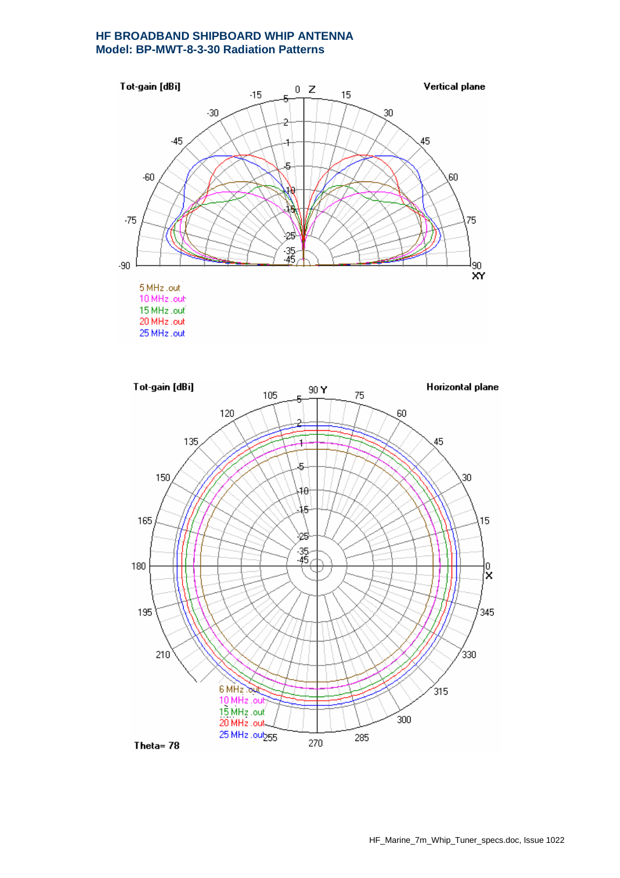# HF BROADBAND SHIPBOARD WHIP ANTENNA
## Model: BP-MWT-8-3-30 Radiation Patterns

Tot-gain [dBi]

Vertical plane

0 Z

-15 15 -30 30 -45 45 -60 60 -75 75 -90 90

XY

5 2 -1 -5 -10 -15 -25 -35 -45

5 MHz .out
10 MHz .out
15 MHz .out
20 MHz .out
25 MHz .out

Tot-gain [dBi]

Horizontal plane

90 Y

105 75 120 60 135 45 150 30 165 15 180 0 X 195 345 210 330 315 300 255 270 285

5 2 -1 -5 -10 -15 -25 -35 -45

6 MHz .out
10 MHz .out
15 MHz .out
20 MHz .out
25 MHz .out

Theta= 78